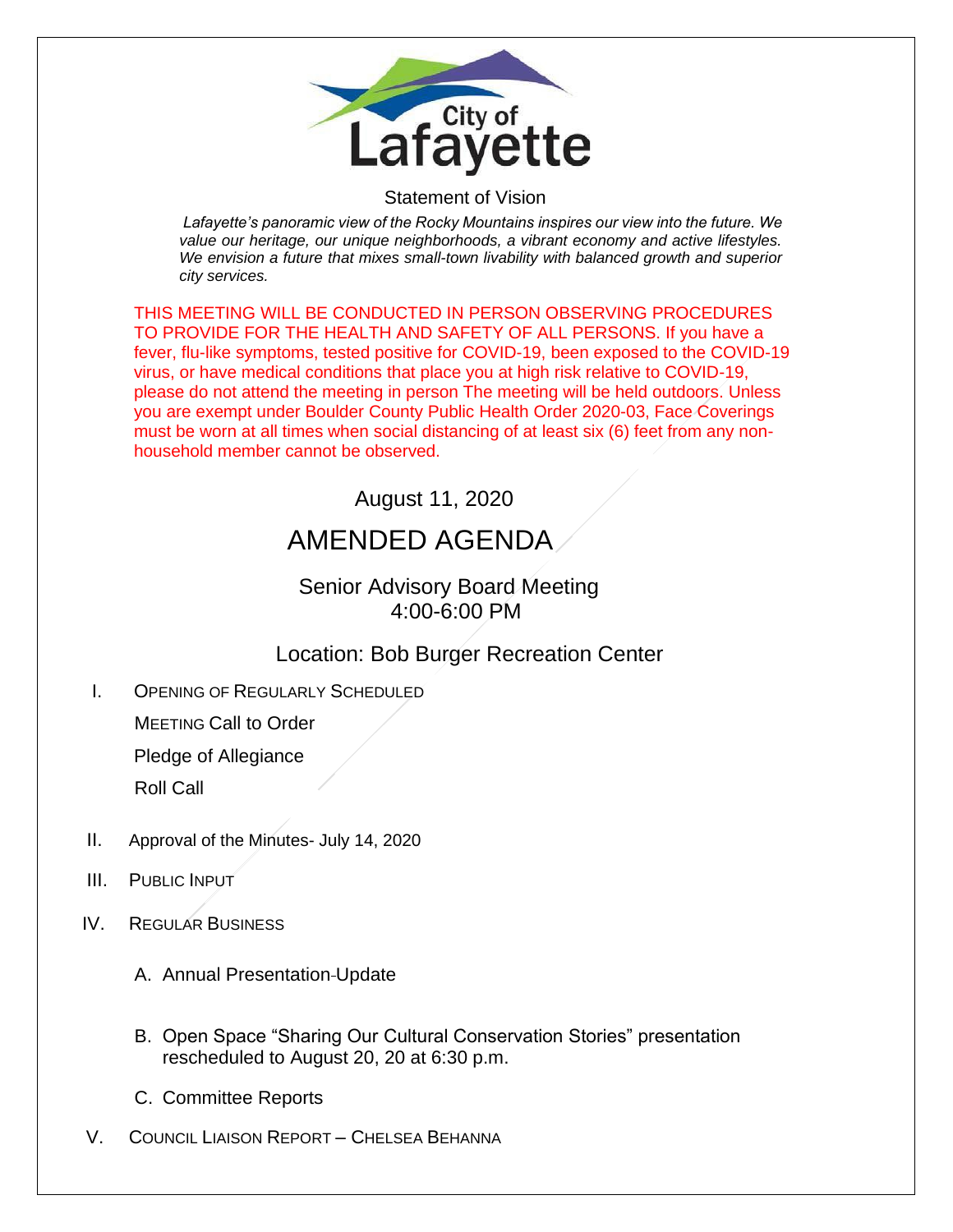City of Lafayette

Statement of Vision

*Lafayette's panoramic view of the Rocky Mountains inspires our view into the future. We value our heritage, our unique neighborhoods, a vibrant economy and active lifestyles. We envision a future that mixes small-town livability with balanced growth and superior city services.*

THIS MEETING WILL BE CONDUCTED IN PERSON OBSERVING PROCEDURES TO PROVIDE FOR THE HEALTH AND SAFETY OF ALL PERSONS. If you have a fever, flu-like symptoms, tested positive for COVID-19, been exposed to the COVID-19 virus, or have medical conditions that place you at high risk relative to COVID-19, please do not attend the meeting in person The meeting will be held outdoors. Unless you are exempt under Boulder County Public Health Order 2020-03, Face Coverings must be worn at all times when social distancing of at least six (6) feet from any non-household member cannot be observed.

August 11, 2020

# AMENDED AGENDA

## Senior Advisory Board Meeting
## 4:00-6:00 PM

## Location: Bob Burger Recreation Center

I. OPENING OF REGULARLY SCHEDULED MEETING Call to Order

Pledge of Allegiance

Roll Call

II. Approval of the Minutes- July 14, 2020

III. PUBLIC INPUT

IV. REGULAR BUSINESS

A. Annual Presentation-Update

B. Open Space "Sharing Our Cultural Conservation Stories" presentation rescheduled to August 20, 20 at 6:30 p.m.

C. Committee Reports

V. COUNCIL LIAISON REPORT – CHELSEA BEHANNA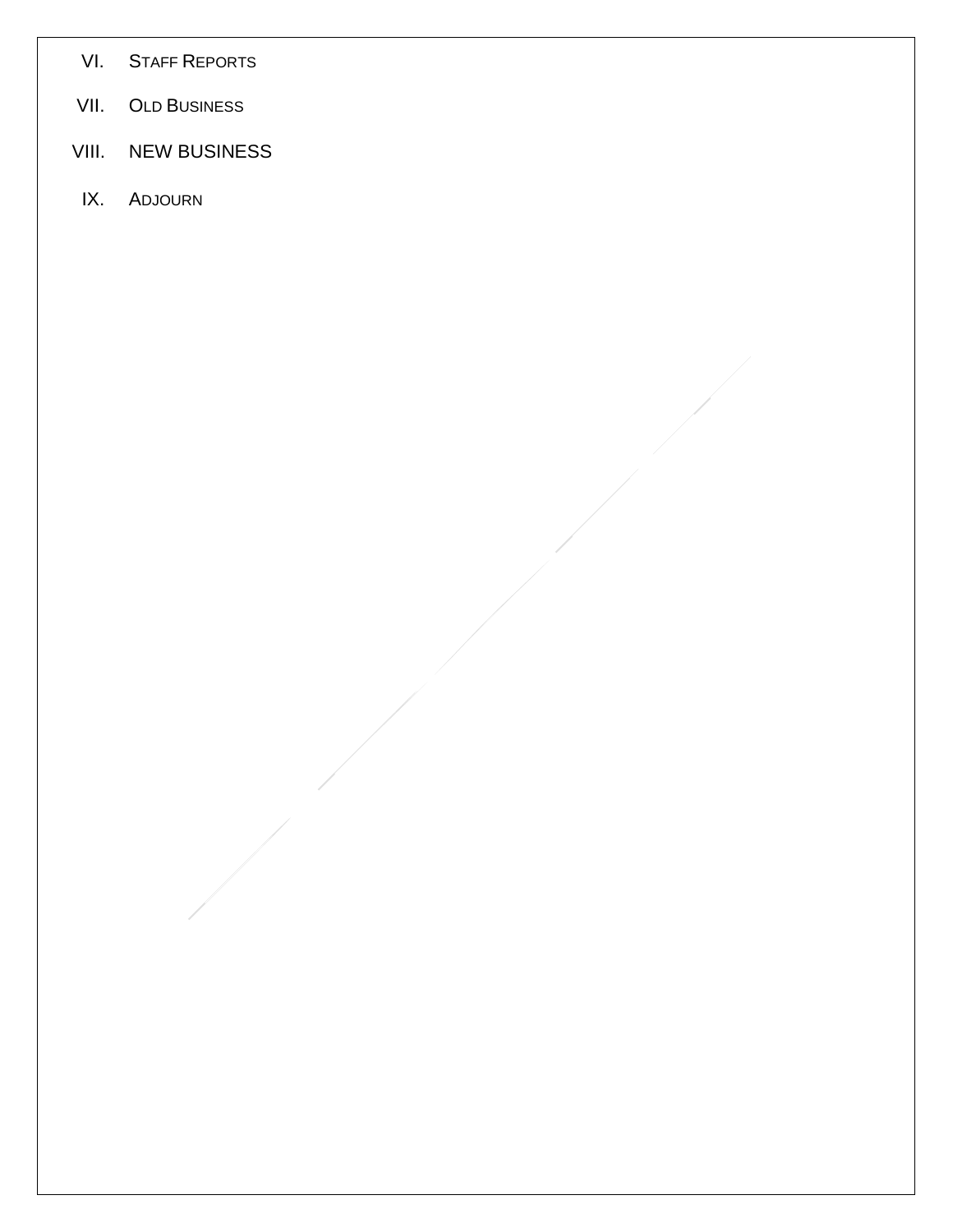VI. STAFF REPORTS

VII. OLD BUSINESS

VIII. NEW BUSINESS

IX. ADJOURN